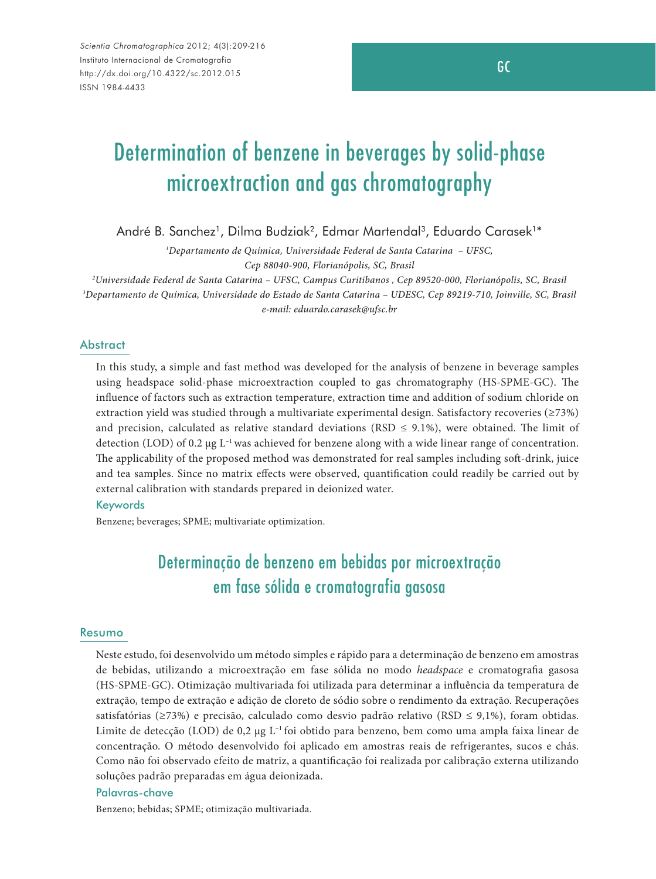# Determination of benzene in beverages by solid-phase microextraction and gas chromatography

André B. Sanchez[1], Dilma Budziak[2], Edmar Martendal[3], Eduardo Carasek[1]*

[1]*Departamento de Química, Universidade Federal de Santa Catarina – UFSC, Cep 88040-900, Florianópolis, SC, Brasil*

[2]*Universidade Federal de Santa Catarina – UFSC, Campus Curitibanos , Cep 89520-000, Florianópolis, SC, Brasil*

[3]*Departamento de Química, Universidade do Estado de Santa Catarina – UDESC, Cep 89219-710, Joinville, SC, Brasil*

*e-mail: eduardo.carasek@ufsc.br*

## Abstract

In this study, a simple and fast method was developed for the analysis of benzene in beverage samples using headspace solid-phase microextraction coupled to gas chromatography (HS-SPME-GC). The influence of factors such as extraction temperature, extraction time and addition of sodium chloride on extraction yield was studied through a multivariate experimental design. Satisfactory recoveries (≥73%) and precision, calculated as relative standard deviations (RSD ≤ 9.1%), were obtained. The limit of detection (LOD) of 0.2 μg $L^{-1}$ was achieved for benzene along with a wide linear range of concentration. The applicability of the proposed method was demonstrated for real samples including soft-drink, juice and tea samples. Since no matrix effects were observed, quantification could readily be carried out by external calibration with standards prepared in deionized water.

### Keywords

Benzene; beverages; SPME; multivariate optimization.

# Determinação de benzeno em bebidas por microextração em fase sólida e cromatografia gasosa

## Resumo

Neste estudo, foi desenvolvido um método simples e rápido para a determinação de benzeno em amostras de bebidas, utilizando a microextração em fase sólida no modo *headspace* e cromatografia gasosa (HS-SPME-GC). Otimização multivariada foi utilizada para determinar a influência da temperatura de extração, tempo de extração e adição de cloreto de sódio sobre o rendimento da extração. Recuperações satisfatórias (≥73%) e precisão, calculado como desvio padrão relativo (RSD ≤ 9,1%), foram obtidas. Limite de detecção (LOD) de 0,2 μg $L^{-1}$ foi obtido para benzeno, bem como uma ampla faixa linear de concentração. O método desenvolvido foi aplicado em amostras reais de refrigerantes, sucos e chás. Como não foi observado efeito de matriz, a quantificação foi realizada por calibração externa utilizando soluções padrão preparadas em água deionizada.

### Palavras-chave

Benzeno; bebidas; SPME; otimização multivariada.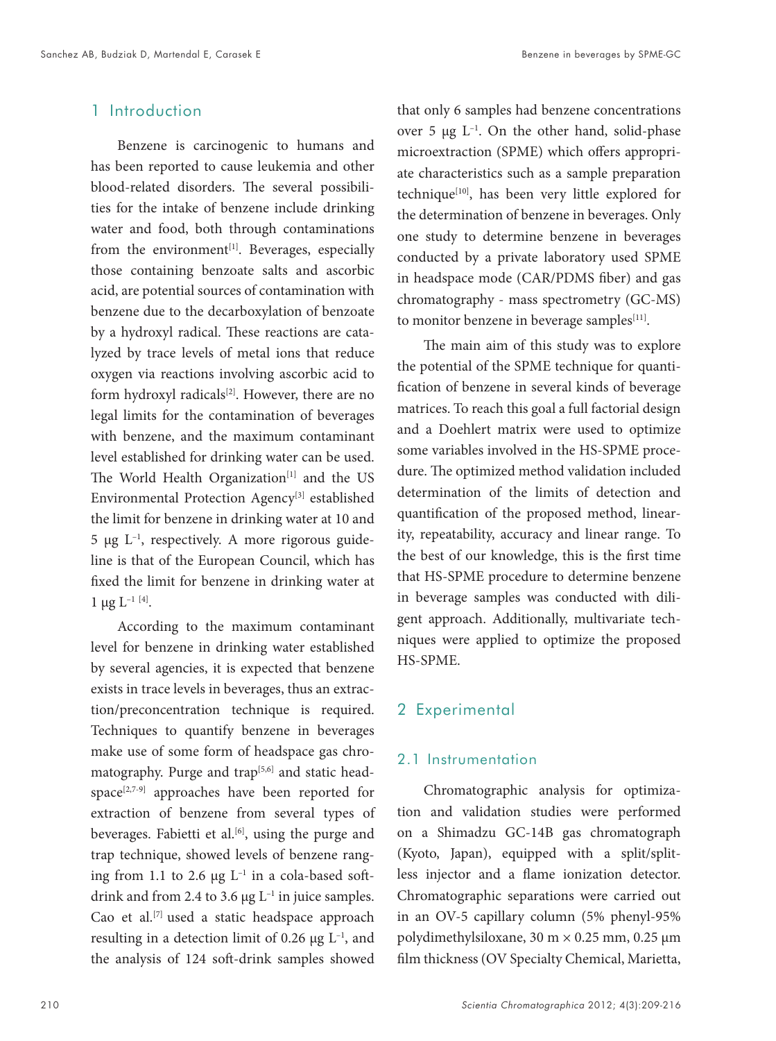## 1 Introduction

Benzene is carcinogenic to humans and has been reported to cause leukemia and other blood-related disorders. The several possibilities for the intake of benzene include drinking water and food, both through contaminations from the environment[1]. Beverages, especially those containing benzoate salts and ascorbic acid, are potential sources of contamination with benzene due to the decarboxylation of benzoate by a hydroxyl radical. These reactions are catalyzed by trace levels of metal ions that reduce oxygen via reactions involving ascorbic acid to form hydroxyl radicals[2]. However, there are no legal limits for the contamination of beverages with benzene, and the maximum contaminant level established for drinking water can be used. The World Health Organization[1] and the US Environmental Protection Agency[3] established the limit for benzene in drinking water at 10 and 5 μg $L^{-1}$, respectively. A more rigorous guideline is that of the European Council, which has fixed the limit for benzene in drinking water at 1 μg $L^{-1}$ [4].

According to the maximum contaminant level for benzene in drinking water established by several agencies, it is expected that benzene exists in trace levels in beverages, thus an extraction/preconcentration technique is required. Techniques to quantify benzene in beverages make use of some form of headspace gas chromatography. Purge and trap[5,6] and static headspace[2,7-9] approaches have been reported for extraction of benzene from several types of beverages. Fabietti et al.[6], using the purge and trap technique, showed levels of benzene ranging from 1.1 to 2.6 μg $L^{-1}$ in a cola-based soft-drink and from 2.4 to 3.6 μg $L^{-1}$ in juice samples. Cao et al.[7] used a static headspace approach resulting in a detection limit of 0.26 μg $L^{-1}$, and the analysis of 124 soft-drink samples showed that only 6 samples had benzene concentrations over 5 μg $L^{-1}$. On the other hand, solid-phase microextraction (SPME) which offers appropriate characteristics such as a sample preparation technique[10], has been very little explored for the determination of benzene in beverages. Only one study to determine benzene in beverages conducted by a private laboratory used SPME in headspace mode (CAR/PDMS fiber) and gas chromatography - mass spectrometry (GC-MS) to monitor benzene in beverage samples[11].

The main aim of this study was to explore the potential of the SPME technique for quantification of benzene in several kinds of beverage matrices. To reach this goal a full factorial design and a Doehlert matrix were used to optimize some variables involved in the HS-SPME procedure. The optimized method validation included determination of the limits of detection and quantification of the proposed method, linearity, repeatability, accuracy and linear range. To the best of our knowledge, this is the first time that HS-SPME procedure to determine benzene in beverage samples was conducted with diligent approach. Additionally, multivariate techniques were applied to optimize the proposed HS-SPME.

## 2 Experimental

### 2.1 Instrumentation

Chromatographic analysis for optimization and validation studies were performed on a Shimadzu GC-14B gas chromatograph (Kyoto, Japan), equipped with a split/splitless injector and a flame ionization detector. Chromatographic separations were carried out in an OV-5 capillary column (5% phenyl-95% polydimethylsiloxane, 30 m × 0.25 mm, 0.25 μm film thickness (OV Specialty Chemical, Marietta,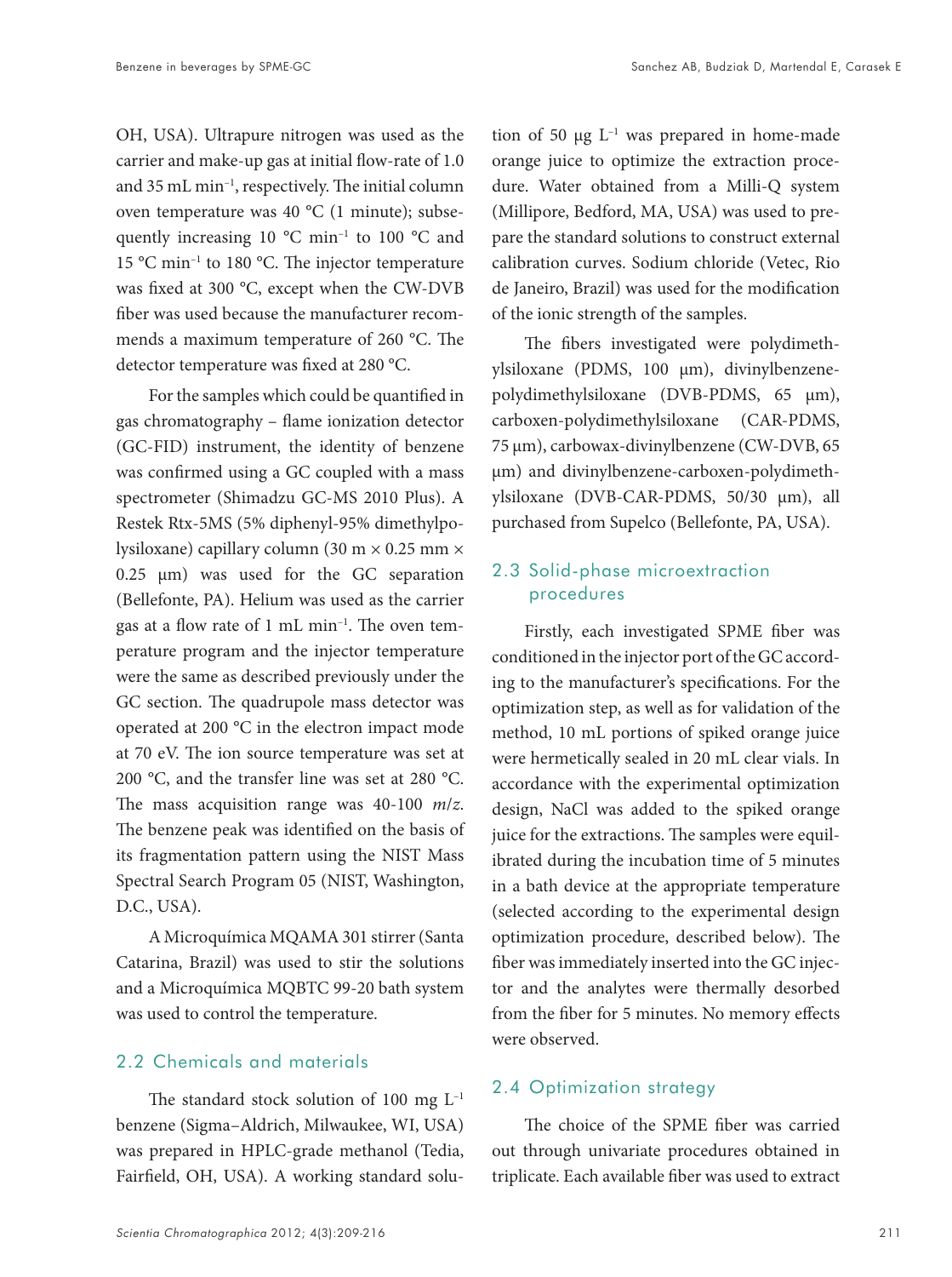OH, USA). Ultrapure nitrogen was used as the carrier and make-up gas at initial flow-rate of 1.0 and 35 mL min$^{-1}$, respectively. The initial column oven temperature was 40 °C (1 minute); subsequently increasing 10 °C min$^{-1}$ to 100 °C and 15 °C min$^{-1}$ to 180 °C. The injector temperature was fixed at 300 °C, except when the CW-DVB fiber was used because the manufacturer recommends a maximum temperature of 260 °C. The detector temperature was fixed at 280 °C.

For the samples which could be quantified in gas chromatography – flame ionization detector (GC-FID) instrument, the identity of benzene was confirmed using a GC coupled with a mass spectrometer (Shimadzu GC-MS 2010 Plus). A Restek Rtx-5MS (5% diphenyl-95% dimethylpolysiloxane) capillary column (30 m × 0.25 mm × 0.25 µm) was used for the GC separation (Bellefonte, PA). Helium was used as the carrier gas at a flow rate of 1 mL min$^{-1}$. The oven temperature program and the injector temperature were the same as described previously under the GC section. The quadrupole mass detector was operated at 200 °C in the electron impact mode at 70 eV. The ion source temperature was set at 200 °C, and the transfer line was set at 280 °C. The mass acquisition range was 40-100 *m*/*z*. The benzene peak was identified on the basis of its fragmentation pattern using the NIST Mass Spectral Search Program 05 (NIST, Washington, D.C., USA).

A Microquímica MQAMA 301 stirrer (Santa Catarina, Brazil) was used to stir the solutions and a Microquímica MQBTC 99-20 bath system was used to control the temperature.

## 2.2 Chemicals and materials

The standard stock solution of 100 mg L$^{-1}$ benzene (Sigma–Aldrich, Milwaukee, WI, USA) was prepared in HPLC-grade methanol (Tedia, Fairfield, OH, USA). A working standard solution of 50 µg L$^{-1}$ was prepared in home-made orange juice to optimize the extraction procedure. Water obtained from a Milli-Q system (Millipore, Bedford, MA, USA) was used to prepare the standard solutions to construct external calibration curves. Sodium chloride (Vetec, Rio de Janeiro, Brazil) was used for the modification of the ionic strength of the samples.

The fibers investigated were polydimethylsiloxane (PDMS, 100 µm), divinylbenzene-polydimethylsiloxane (DVB-PDMS, 65 µm), carboxen-polydimethylsiloxane (CAR-PDMS, 75 µm), carbowax-divinylbenzene (CW-DVB, 65 µm) and divinylbenzene-carboxen-polydimethylsiloxane (DVB-CAR-PDMS, 50/30 µm), all purchased from Supelco (Bellefonte, PA, USA).

## 2.3 Solid-phase microextraction procedures

Firstly, each investigated SPME fiber was conditioned in the injector port of the GC according to the manufacturer's specifications. For the optimization step, as well as for validation of the method, 10 mL portions of spiked orange juice were hermetically sealed in 20 mL clear vials. In accordance with the experimental optimization design, NaCl was added to the spiked orange juice for the extractions. The samples were equilibrated during the incubation time of 5 minutes in a bath device at the appropriate temperature (selected according to the experimental design optimization procedure, described below). The fiber was immediately inserted into the GC injector and the analytes were thermally desorbed from the fiber for 5 minutes. No memory effects were observed.

## 2.4 Optimization strategy

The choice of the SPME fiber was carried out through univariate procedures obtained in triplicate. Each available fiber was used to extract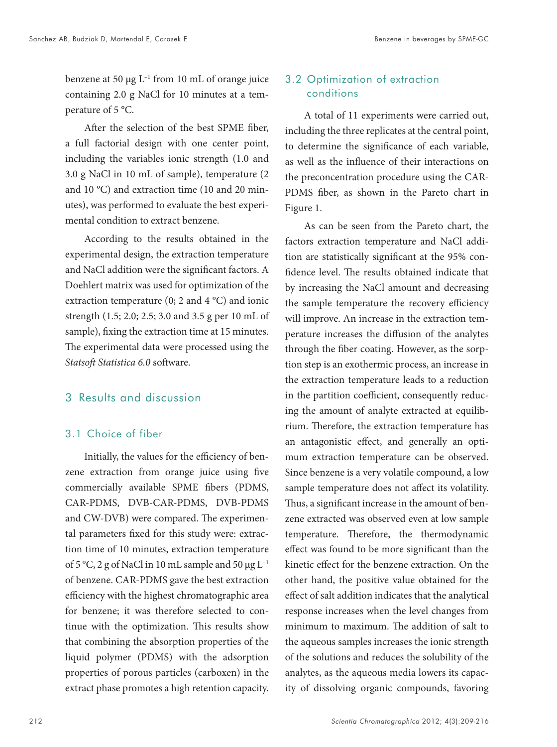benzene at 50 μg $L^{-1}$ from 10 mL of orange juice containing 2.0 g NaCl for 10 minutes at a temperature of 5 °C.

After the selection of the best SPME fiber, a full factorial design with one center point, including the variables ionic strength (1.0 and 3.0 g NaCl in 10 mL of sample), temperature (2 and 10 °C) and extraction time (10 and 20 minutes), was performed to evaluate the best experimental condition to extract benzene.

According to the results obtained in the experimental design, the extraction temperature and NaCl addition were the significant factors. A Doehlert matrix was used for optimization of the extraction temperature (0; 2 and 4 °C) and ionic strength (1.5; 2.0; 2.5; 3.0 and 3.5 g per 10 mL of sample), fixing the extraction time at 15 minutes. The experimental data were processed using the *Statsoft Statistica 6.0* software.

## 3 Results and discussion

### 3.1 Choice of fiber

Initially, the values for the efficiency of benzene extraction from orange juice using five commercially available SPME fibers (PDMS, CAR-PDMS, DVB-CAR-PDMS, DVB-PDMS and CW-DVB) were compared. The experimental parameters fixed for this study were: extraction time of 10 minutes, extraction temperature of 5 °C, 2 g of NaCl in 10 mL sample and 50 μg $L^{-1}$ of benzene. CAR-PDMS gave the best extraction efficiency with the highest chromatographic area for benzene; it was therefore selected to continue with the optimization. This results show that combining the absorption properties of the liquid polymer (PDMS) with the adsorption properties of porous particles (carboxen) in the extract phase promotes a high retention capacity.

### 3.2 Optimization of extraction conditions

A total of 11 experiments were carried out, including the three replicates at the central point, to determine the significance of each variable, as well as the influence of their interactions on the preconcentration procedure using the CAR-PDMS fiber, as shown in the Pareto chart in Figure 1.

As can be seen from the Pareto chart, the factors extraction temperature and NaCl addition are statistically significant at the 95% confidence level. The results obtained indicate that by increasing the NaCl amount and decreasing the sample temperature the recovery efficiency will improve. An increase in the extraction temperature increases the diffusion of the analytes through the fiber coating. However, as the sorption step is an exothermic process, an increase in the extraction temperature leads to a reduction in the partition coefficient, consequently reducing the amount of analyte extracted at equilibrium. Therefore, the extraction temperature has an antagonistic effect, and generally an optimum extraction temperature can be observed. Since benzene is a very volatile compound, a low sample temperature does not affect its volatility. Thus, a significant increase in the amount of benzene extracted was observed even at low sample temperature. Therefore, the thermodynamic effect was found to be more significant than the kinetic effect for the benzene extraction. On the other hand, the positive value obtained for the effect of salt addition indicates that the analytical response increases when the level changes from minimum to maximum. The addition of salt to the aqueous samples increases the ionic strength of the solutions and reduces the solubility of the analytes, as the aqueous media lowers its capacity of dissolving organic compounds, favoring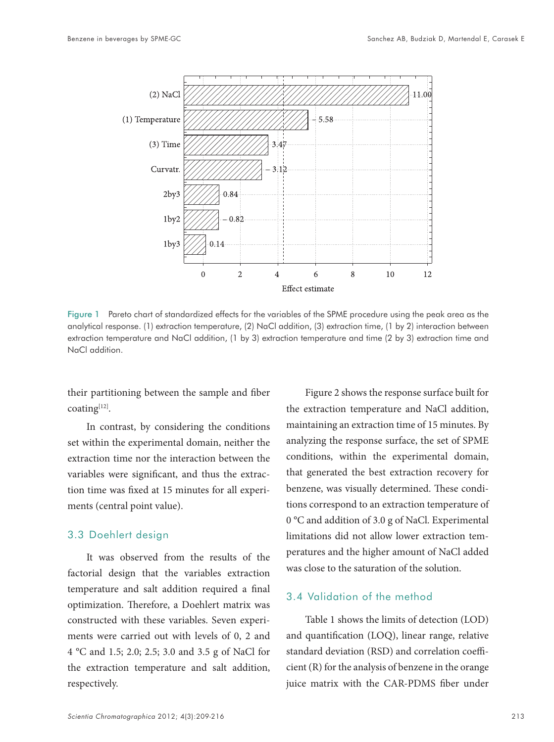Figure 1 Pareto chart of standardized effects for the variables of the SPME procedure using the peak area as the analytical response. (1) extraction temperature, (2) NaCl addition, (3) extraction time, (1 by 2) interaction between extraction temperature and NaCl addition, (1 by 3) extraction temperature and time (2 by 3) extraction time and NaCl addition.

their partitioning between the sample and fiber coating[12].

In contrast, by considering the conditions set within the experimental domain, neither the extraction time nor the interaction between the variables were significant, and thus the extraction time was fixed at 15 minutes for all experiments (central point value).

### 3.3 Doehlert design

It was observed from the results of the factorial design that the variables extraction temperature and salt addition required a final optimization. Therefore, a Doehlert matrix was constructed with these variables. Seven experiments were carried out with levels of 0, 2 and 4 °C and 1.5; 2.0; 2.5; 3.0 and 3.5 g of NaCl for the extraction temperature and salt addition, respectively.

Figure 2 shows the response surface built for the extraction temperature and NaCl addition, maintaining an extraction time of 15 minutes. By analyzing the response surface, the set of SPME conditions, within the experimental domain, that generated the best extraction recovery for benzene, was visually determined. These conditions correspond to an extraction temperature of 0 °C and addition of 3.0 g of NaCl. Experimental limitations did not allow lower extraction temperatures and the higher amount of NaCl added was close to the saturation of the solution.

### 3.4 Validation of the method

Table 1 shows the limits of detection (LOD) and quantification (LOQ), linear range, relative standard deviation (RSD) and correlation coefficient (R) for the analysis of benzene in the orange juice matrix with the CAR-PDMS fiber under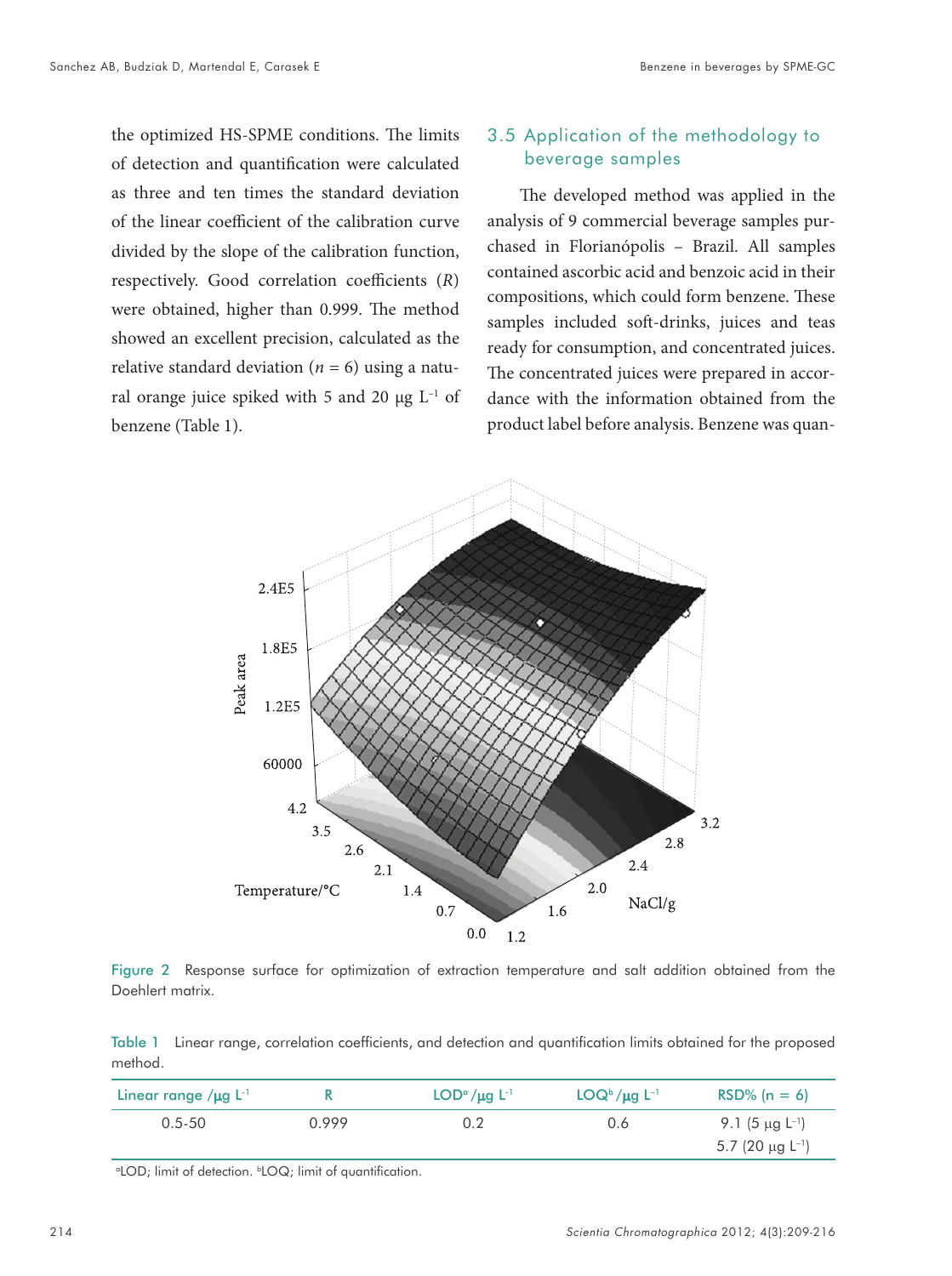the optimized HS-SPME conditions. The limits of detection and quantification were calculated as three and ten times the standard deviation of the linear coefficient of the calibration curve divided by the slope of the calibration function, respectively. Good correlation coefficients (*R*) were obtained, higher than 0.999. The method showed an excellent precision, calculated as the relative standard deviation ($n = 6$) using a natural orange juice spiked with 5 and 20 μg $L^{-1}$ of benzene (Table 1).

## 3.5 Application of the methodology to beverage samples

The developed method was applied in the analysis of 9 commercial beverage samples purchased in Florianópolis – Brazil. All samples contained ascorbic acid and benzoic acid in their compositions, which could form benzene. These samples included soft-drinks, juices and teas ready for consumption, and concentrated juices. The concentrated juices were prepared in accordance with the information obtained from the product label before analysis. Benzene was quan-

Figure 2 Response surface for optimization of extraction temperature and salt addition obtained from the Doehlert matrix.

Table 1 Linear range, correlation coefficients, and detection and quantification limits obtained for the proposed method.

| Linear range /μg $L^{-1}$ | R | LOD[a] /μg $L^{-1}$ | LOQ[b] /μg $L^{-1}$ | RSD% (n = 6) |
|---|---|---|---|---|
| 0.5-50 | 0.999 | 0.2 | 0.6 | 9.1 (5 μg $L^{-1}$) |
| | | | | 5.7 (20 μg $L^{-1}$) |

[a]LOD; limit of detection. [b]LOQ; limit of quantification.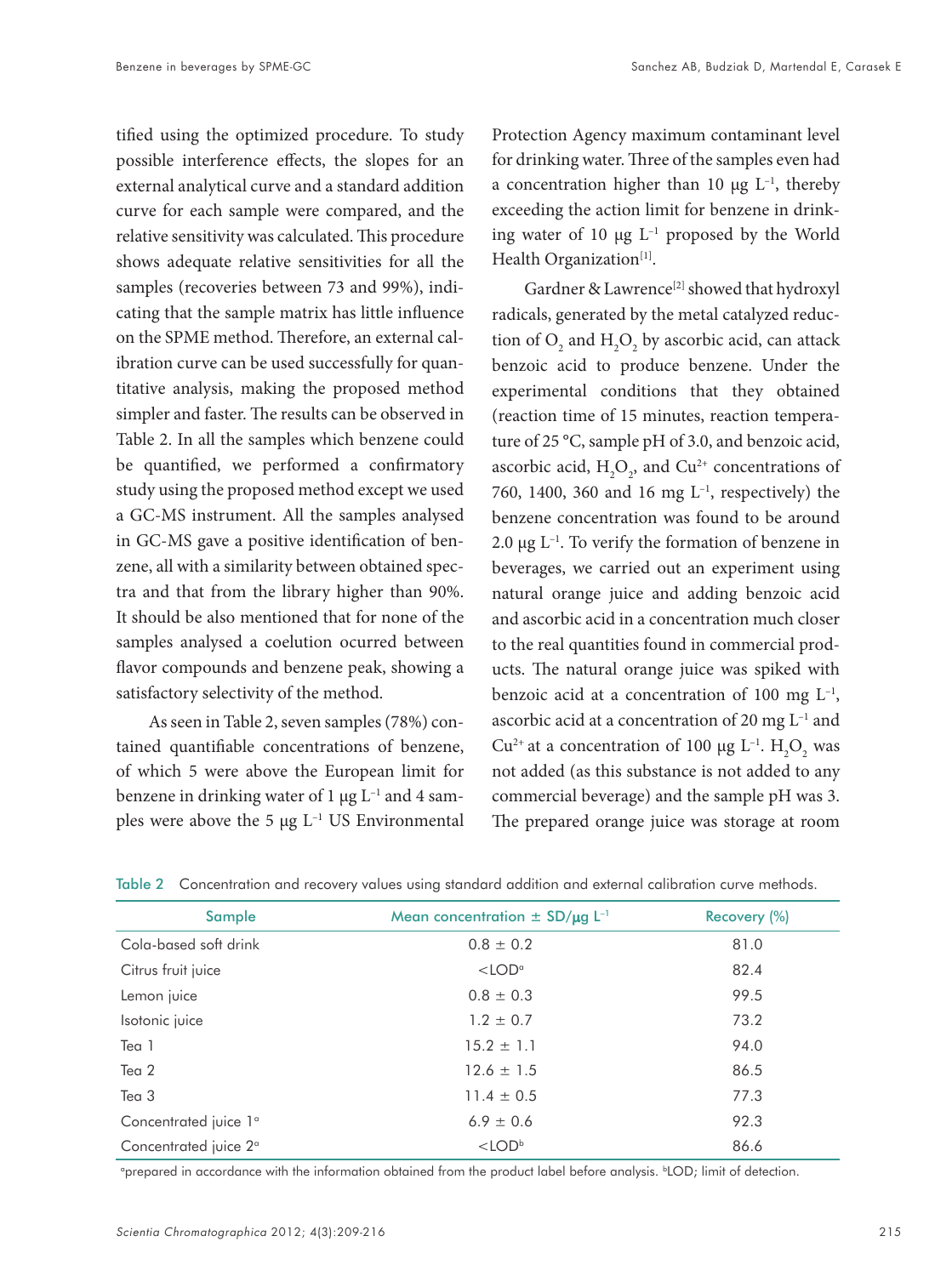tified using the optimized procedure. To study possible interference effects, the slopes for an external analytical curve and a standard addition curve for each sample were compared, and the relative sensitivity was calculated. This procedure shows adequate relative sensitivities for all the samples (recoveries between 73 and 99%), indicating that the sample matrix has little influence on the SPME method. Therefore, an external calibration curve can be used successfully for quantitative analysis, making the proposed method simpler and faster. The results can be observed in Table 2. In all the samples which benzene could be quantified, we performed a confirmatory study using the proposed method except we used a GC-MS instrument. All the samples analysed in GC-MS gave a positive identification of benzene, all with a similarity between obtained spectra and that from the library higher than 90%. It should be also mentioned that for none of the samples analysed a coelution ocurred between flavor compounds and benzene peak, showing a satisfactory selectivity of the method.

As seen in Table 2, seven samples (78%) contained quantifiable concentrations of benzene, of which 5 were above the European limit for benzene in drinking water of 1 μg $L^{-1}$ and 4 samples were above the 5 μg $L^{-1}$ US Environmental Protection Agency maximum contaminant level for drinking water. Three of the samples even had a concentration higher than 10 μg $L^{-1}$, thereby exceeding the action limit for benzene in drinking water of 10 μg $L^{-1}$ proposed by the World Health Organization[1].

Gardner & Lawrence[2] showed that hydroxyl radicals, generated by the metal catalyzed reduction of $O_2$ and $H_2O_2$ by ascorbic acid, can attack benzoic acid to produce benzene. Under the experimental conditions that they obtained (reaction time of 15 minutes, reaction temperature of 25 °C, sample pH of 3.0, and benzoic acid, ascorbic acid, $H_2O_2$, and $Cu^{2+}$ concentrations of 760, 1400, 360 and 16 mg $L^{-1}$, respectively) the benzene concentration was found to be around 2.0 μg $L^{-1}$. To verify the formation of benzene in beverages, we carried out an experiment using natural orange juice and adding benzoic acid and ascorbic acid in a concentration much closer to the real quantities found in commercial products. The natural orange juice was spiked with benzoic acid at a concentration of 100 mg $L^{-1}$, ascorbic acid at a concentration of 20 mg $L^{-1}$ and $Cu^{2+}$ at a concentration of 100 μg $L^{-1}$. $H_2O_2$ was not added (as this substance is not added to any commercial beverage) and the sample pH was 3. The prepared orange juice was storage at room

Table 2 Concentration and recovery values using standard addition and external calibration curve methods.

| Sample | Mean concentration ± SD/μg $L^{-1}$ | Recovery (%) |
|---|---|---|
| Cola-based soft drink | 0.8 ± 0.2 | 81.0 |
| Citrus fruit juice | <LOD[a] | 82.4 |
| Lemon juice | 0.8 ± 0.3 | 99.5 |
| Isotonic juice | 1.2 ± 0.7 | 73.2 |
| Tea 1 | 15.2 ± 1.1 | 94.0 |
| Tea 2 | 12.6 ± 1.5 | 86.5 |
| Tea 3 | 11.4 ± 0.5 | 77.3 |
| Concentrated juice 1[a] | 6.9 ± 0.6 | 92.3 |
| Concentrated juice 2[a] | <LOD[b] | 86.6 |

[a]prepared in accordance with the information obtained from the product label before analysis. [b]LOD; limit of detection.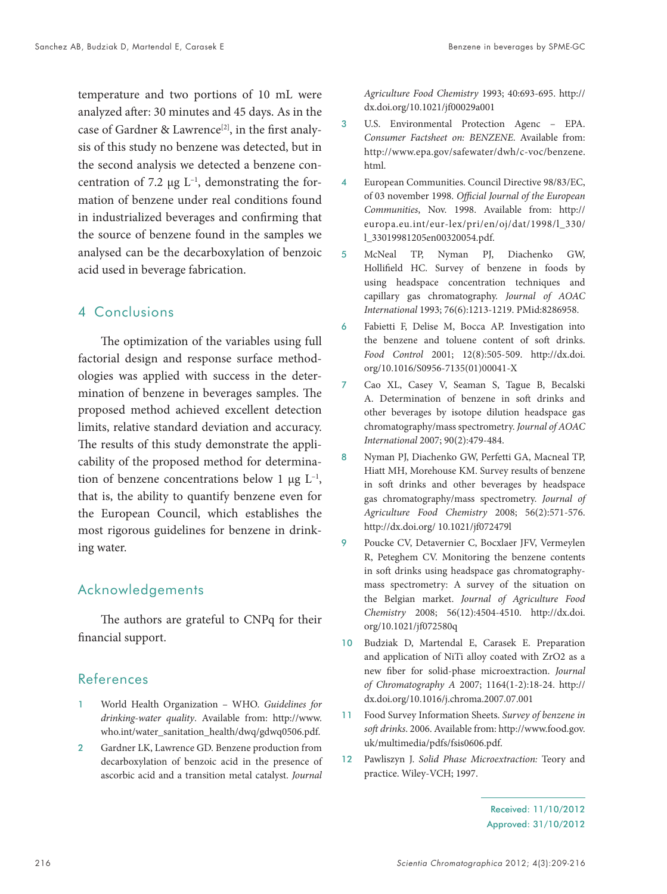temperature and two portions of 10 mL were analyzed after: 30 minutes and 45 days. As in the case of Gardner & Lawrence[2], in the first analysis of this study no benzene was detected, but in the second analysis we detected a benzene concentration of 7.2 μg $L^{-1}$, demonstrating the formation of benzene under real conditions found in industrialized beverages and confirming that the source of benzene found in the samples we analysed can be the decarboxylation of benzoic acid used in beverage fabrication.

## 4 Conclusions

The optimization of the variables using full factorial design and response surface methodologies was applied with success in the determination of benzene in beverages samples. The proposed method achieved excellent detection limits, relative standard deviation and accuracy. The results of this study demonstrate the applicability of the proposed method for determination of benzene concentrations below 1 μg $L^{-1}$, that is, the ability to quantify benzene even for the European Council, which establishes the most rigorous guidelines for benzene in drinking water.

## Acknowledgements

The authors are grateful to CNPq for their financial support.

## References

1. World Health Organization – WHO. *Guidelines for drinking-water quality*. Available from: http://www.who.int/water_sanitation_health/dwq/gdwq0506.pdf.
2. Gardner LK, Lawrence GD. Benzene production from decarboxylation of benzoic acid in the presence of ascorbic acid and a transition metal catalyst. *Journal Agriculture Food Chemistry* 1993; 40:693-695. http://dx.doi.org/10.1021/jf00029a001
3. U.S. Environmental Protection Agenc – EPA. *Consumer Factsheet on: BENZENE*. Available from: http://www.epa.gov/safewater/dwh/c-voc/benzene.html.
4. European Communities. Council Directive 98/83/EC, of 03 november 1998. *Official Journal of the European Communities*, Nov. 1998. Available from: http://europa.eu.int/eur-lex/pri/en/oj/dat/1998/l_330/l_33019981205en00320054.pdf.
5. McNeal TP, Nyman PJ, Diachenko GW, Hollifield HC. Survey of benzene in foods by using headspace concentration techniques and capillary gas chromatography. *Journal of AOAC International* 1993; 76(6):1213-1219. PMid:8286958.
6. Fabietti F, Delise M, Bocca AP. Investigation into the benzene and toluene content of soft drinks. *Food Control* 2001; 12(8):505-509. http://dx.doi.org/10.1016/S0956-7135(01)00041-X
7. Cao XL, Casey V, Seaman S, Tague B, Becalski A. Determination of benzene in soft drinks and other beverages by isotope dilution headspace gas chromatography/mass spectrometry. *Journal of AOAC International* 2007; 90(2):479-484.
8. Nyman PJ, Diachenko GW, Perfetti GA, Macneal TP, Hiatt MH, Morehouse KM. Survey results of benzene in soft drinks and other beverages by headspace gas chromatography/mass spectrometry. *Journal of Agriculture Food Chemistry* 2008; 56(2):571-576. http://dx.doi.org/ 10.1021/jf072479l
9. Poucke CV, Detavernier C, Bocxlaer JFV, Vermeylen R, Peteghem CV. Monitoring the benzene contents in soft drinks using headspace gas chromatography-mass spectrometry: A survey of the situation on the Belgian market. *Journal of Agriculture Food Chemistry* 2008; 56(12):4504-4510. http://dx.doi.org/10.1021/jf072580q
10. Budziak D, Martendal E, Carasek E. Preparation and application of NiTi alloy coated with ZrO2 as a new fiber for solid-phase microextraction. *Journal of Chromatography A* 2007; 1164(1-2):18-24. http://dx.doi.org/10.1016/j.chroma.2007.07.001
11. Food Survey Information Sheets. *Survey of benzene in soft drinks*. 2006. Available from: http://www.food.gov.uk/multimedia/pdfs/fsis0606.pdf.
12. Pawliszyn J. *Solid Phase Microextraction:* Teory and practice. Wiley-VCH; 1997.

Received: 11/10/2012
Approved: 31/10/2012